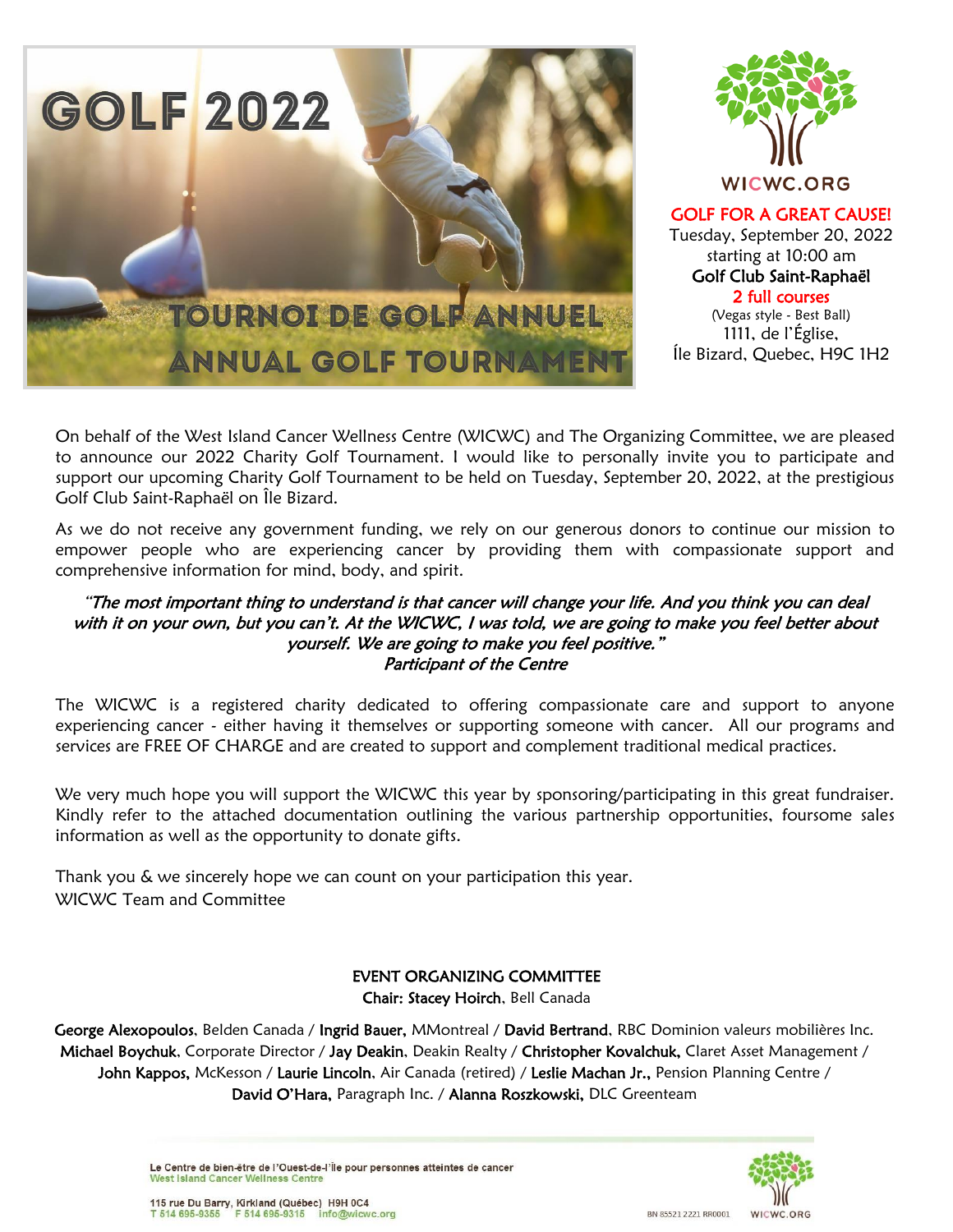# GOLF 2022

## TOURNOI DE GOLF ANNUEL
## ANNUAL GOLF TOURNAMENT

WICWC.ORG

**GOLF FOR A GREAT CAUSE!**
Tuesday, September 20, 2022
starting at 10:00 am
**Golf Club Saint-Raphaël**
**2 full courses**
(Vegas style - Best Ball)
1111, de l'Église,
Île Bizard, Quebec, H9C 1H2

On behalf of the West Island Cancer Wellness Centre (WICWC) and The Organizing Committee, we are pleased to announce our 2022 Charity Golf Tournament. I would like to personally invite you to participate and support our upcoming Charity Golf Tournament to be held on Tuesday, September 20, 2022, at the prestigious Golf Club Saint-Raphaël on Île Bizard.

As we do not receive any government funding, we rely on our generous donors to continue our mission to empower people who are experiencing cancer by providing them with compassionate support and comprehensive information for mind, body, and spirit.

*"The most important thing to understand is that cancer will change your life. And you think you can deal with it on your own, but you can't. At the WICWC, I was told, we are going to make you feel better about yourself. We are going to make you feel positive."*
*Participant of the Centre*

The WICWC is a registered charity dedicated to offering compassionate care and support to anyone experiencing cancer - either having it themselves or supporting someone with cancer. All our programs and services are FREE OF CHARGE and are created to support and complement traditional medical practices.

We very much hope you will support the WICWC this year by sponsoring/participating in this great fundraiser. Kindly refer to the attached documentation outlining the various partnership opportunities, foursome sales information as well as the opportunity to donate gifts.

Thank you & we sincerely hope we can count on your participation this year.
WICWC Team and Committee

**EVENT ORGANIZING COMMITTEE**
**Chair: Stacey Hoirch**, Bell Canada

**George Alexopoulos**, Belden Canada / **Ingrid Bauer,** MMontreal / **David Bertrand**, RBC Dominion valeurs mobilières Inc. **Michael Boychuk**, Corporate Director / **Jay Deakin**, Deakin Realty / **Christopher Kovalchuk,** Claret Asset Management / **John Kappos,** McKesson / **Laurie Lincoln**, Air Canada (retired) / **Leslie Machan Jr.,** Pension Planning Centre / **David O'Hara,** Paragraph Inc. / **Alanna Roszkowski,** DLC Greenteam

Le Centre de bien-être de l'Ouest-de-l'île pour personnes atteintes de cancer
West Island Cancer Wellness Centre

115 rue Du Barry, Kirkland (Québec) H9H 0C4
T 514 695-9355 F 514 695-9315 info@wicwc.org

BN 85521 2221 RR0001 WICWC.ORG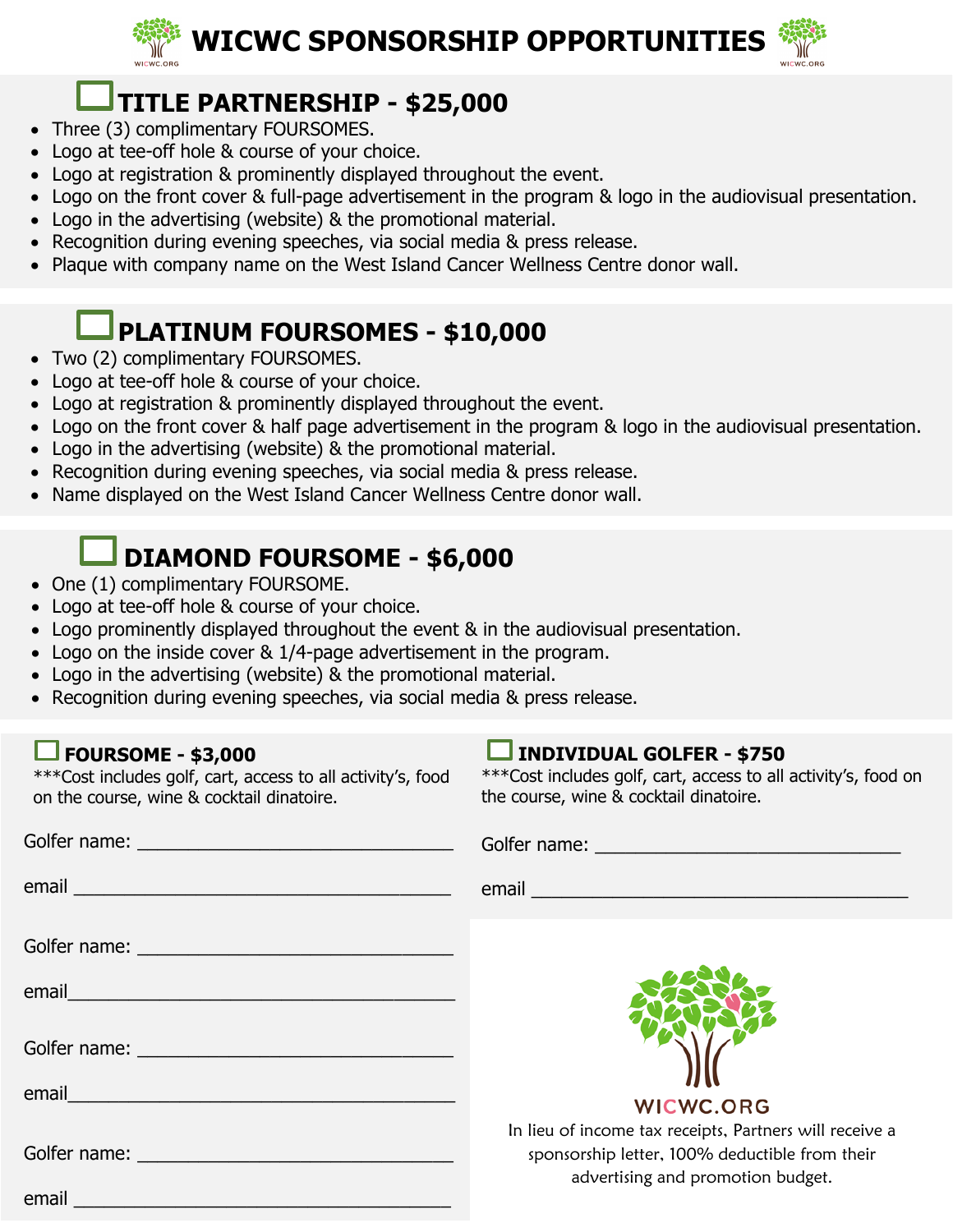# WICWC SPONSORSHIP OPPORTUNITIES

## ☐ TITLE PARTNERSHIP - $25,000

- Three (3) complimentary FOURSOMES.
- Logo at tee-off hole & course of your choice.
- Logo at registration & prominently displayed throughout the event.
- Logo on the front cover & full-page advertisement in the program & logo in the audiovisual presentation.
- Logo in the advertising (website) & the promotional material.
- Recognition during evening speeches, via social media & press release.
- Plaque with company name on the West Island Cancer Wellness Centre donor wall.

## ☐ PLATINUM FOURSOMES - $10,000

- Two (2) complimentary FOURSOMES.
- Logo at tee-off hole & course of your choice.
- Logo at registration & prominently displayed throughout the event.
- Logo on the front cover & half page advertisement in the program & logo in the audiovisual presentation.
- Logo in the advertising (website) & the promotional material.
- Recognition during evening speeches, via social media & press release.
- Name displayed on the West Island Cancer Wellness Centre donor wall.

## ☐ DIAMOND FOURSOME - $6,000

- One (1) complimentary FOURSOME.
- Logo at tee-off hole & course of your choice.
- Logo prominently displayed throughout the event & in the audiovisual presentation.
- Logo on the inside cover & 1/4-page advertisement in the program.
- Logo in the advertising (website) & the promotional material.
- Recognition during evening speeches, via social media & press release.

### ☐ FOURSOME - $3,000

***Cost includes golf, cart, access to all activity's, food on the course, wine & cocktail dinatoire.

Golfer name: ______________________________

email ______________________________

Golfer name: ______________________________

email ______________________________

Golfer name: ______________________________

email ______________________________

Golfer name: ______________________________

email ______________________________

### ☐ INDIVIDUAL GOLFER - $750

***Cost includes golf, cart, access to all activity's, food on the course, wine & cocktail dinatoire.

Golfer name: ______________________________

email ______________________________

WICWC.ORG

In lieu of income tax receipts, Partners will receive a sponsorship letter, 100% deductible from their advertising and promotion budget.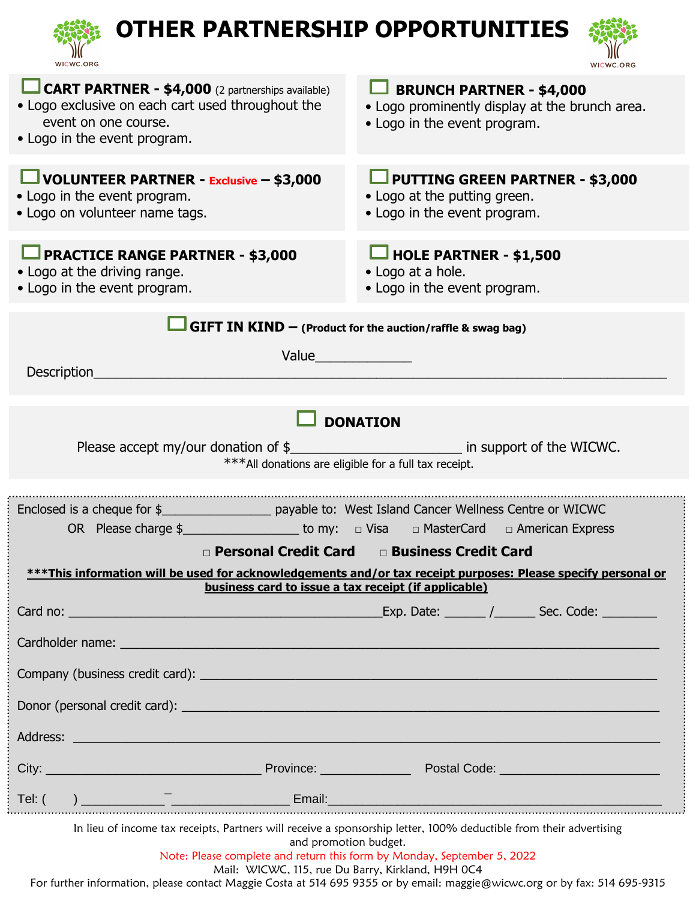# OTHER PARTNERSHIP OPPORTUNITIES

WICWC.ORG

☐ **CART PARTNER - $4,000** (2 partnerships available)
- Logo exclusive on each cart used throughout the event on one course.
- Logo in the event program.

☐ **BRUNCH PARTNER - $4,000**
- Logo prominently display at the brunch area.
- Logo in the event program.

☐ **VOLUNTEER PARTNER - Exclusive – $3,000**
- Logo in the event program.
- Logo on volunteer name tags.

☐ **PUTTING GREEN PARTNER - $3,000**
- Logo at the putting green.
- Logo in the event program.

☐ **PRACTICE RANGE PARTNER - $3,000**
- Logo at the driving range.
- Logo in the event program.

☐ **HOLE PARTNER - $1,500**
- Logo at a hole.
- Logo in the event program.

☐ **GIFT IN KIND – (Product for the auction/raffle & swag bag)**

Value_____________

Description______________________________________________________________________________

☐ **DONATION**

Please accept my/our donation of $______________________ in support of the WICWC.

***All donations are eligible for a full tax receipt.

Enclosed is a cheque for $________________ payable to: West Island Cancer Wellness Centre or WICWC

OR Please charge $_________________ to my: ☐ Visa ☐ MasterCard ☐ American Express

☐ **Personal Credit Card** ☐ **Business Credit Card**

**<u>***This information will be used for acknowledgements and/or tax receipt purposes: Please specify personal or business card to issue a tax receipt (if applicable)</u>**

Card no: _______________________________________________Exp. Date: ______ /______ Sec. Code: ________

Cardholder name: __________________________________________________________________________

Company (business credit card): ______________________________________________________________

Donor (personal credit card): ________________________________________________________________

Address: ________________________________________________________________________________

City: _______________________________ Province: _____________ Postal Code: _______________________

Tel: ( ) ____________-_________________ Email:_______________________________________________

In lieu of income tax receipts, Partners will receive a sponsorship letter, 100% deductible from their advertising and promotion budget.

Note: Please complete and return this form by Monday, September 5, 2022

Mail: WICWC, 115, rue Du Barry, Kirkland, H9H 0C4

For further information, please contact Maggie Costa at 514 695 9355 or by email: maggie@wicwc.org or by fax: 514 695-9315